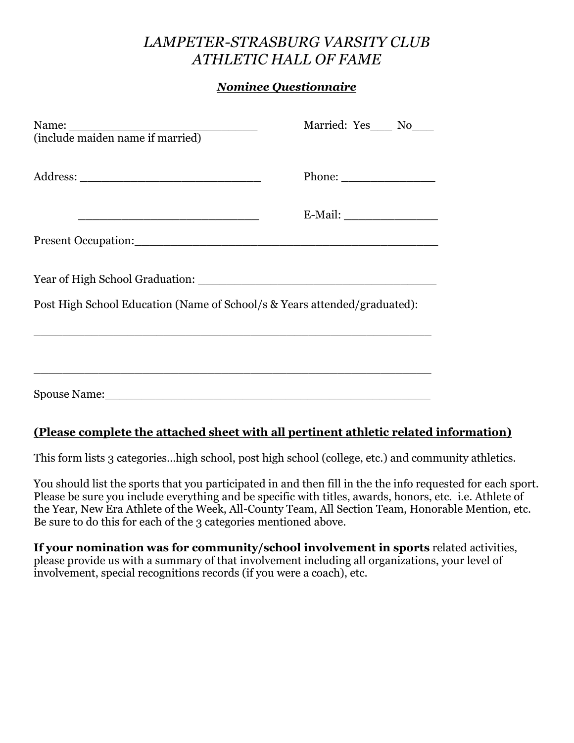# *LAMPETER-STRASBURG VARSITY CLUB*
# *ATHLETIC HALL OF FAME*

***Nominee Questionnaire***

Name: ___________________________ Married: Yes___ No___
(include maiden name if married)

Address: __________________________ Phone: ______________

__________________________ E-Mail: ______________

Present Occupation:____________________________________________

Year of High School Graduation: __________________________________

Post High School Education (Name of School/s & Years attended/graduated):

_________________________________________________________

_________________________________________________________

Spouse Name:_______________________________________________

**(Please complete the attached sheet with all pertinent athletic related information)**

This form lists 3 categories…high school, post high school (college, etc.) and community athletics.

You should list the sports that you participated in and then fill in the the info requested for each sport. Please be sure you include everything and be specific with titles, awards, honors, etc. i.e. Athlete of the Year, New Era Athlete of the Week, All-County Team, All Section Team, Honorable Mention, etc. Be sure to do this for each of the 3 categories mentioned above.

**If your nomination was for community/school involvement in sports** related activities, please provide us with a summary of that involvement including all organizations, your level of involvement, special recognitions records (if you were a coach), etc.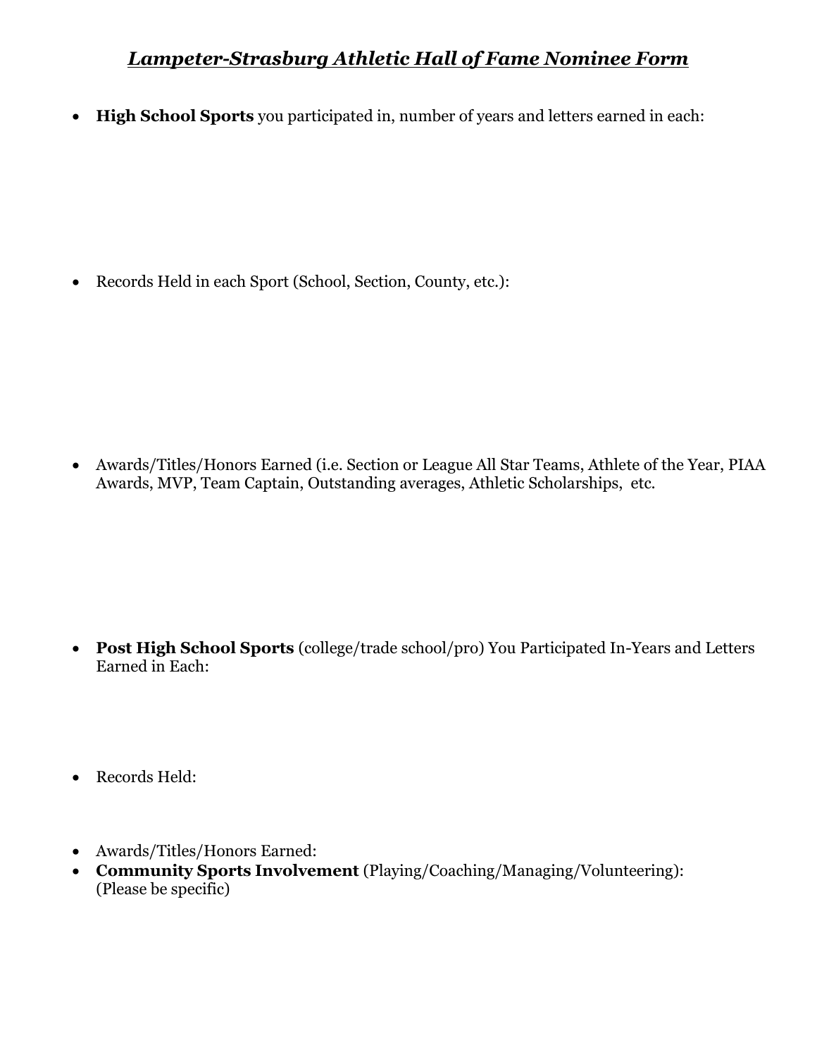# ***Lampeter-Strasburg Athletic Hall of Fame Nominee Form***

- **High School Sports** you participated in, number of years and letters earned in each:

- Records Held in each Sport (School, Section, County, etc.):

- Awards/Titles/Honors Earned (i.e. Section or League All Star Teams, Athlete of the Year, PIAA Awards, MVP, Team Captain, Outstanding averages, Athletic Scholarships, etc.

- **Post High School Sports** (college/trade school/pro) You Participated In-Years and Letters Earned in Each:

- Records Held:

- Awards/Titles/Honors Earned:
- **Community Sports Involvement** (Playing/Coaching/Managing/Volunteering): (Please be specific)